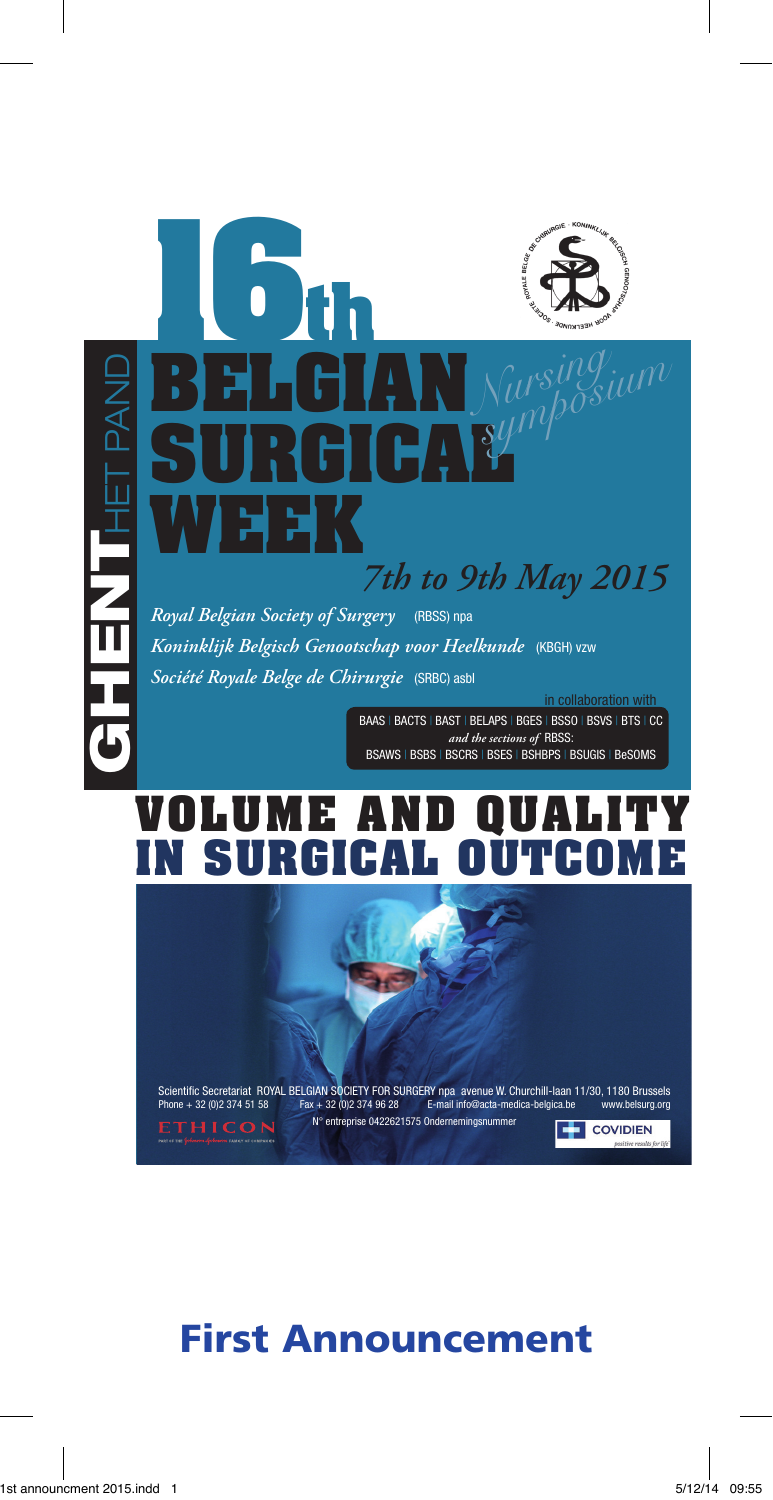# 16th BELGIAN SURGICAL WEEK

*Nursing symposium*

**GHENT** HET PAND

*7th to 9th May 2015*

*Royal Belgian Society of Surgery* (RBSS) npa

*Koninklijk Belgisch Genootschap voor Heelkunde* (KBGH) vzw

*Société Royale Belge de Chirurgie* (SRBC) asbl

in collaboration with

BAAS | BACTS | BAST | BELAPS | BGES | BSSO | BSVS | BTS | CC

*and the sections of* RBSS:

BSAWS | BSBS | BSCRS | BSES | BSHBPS | BSUGIS | BeSOMS

## VOLUME AND QUALITY IN SURGICAL OUTCOME

Scientific Secretariat ROYAL BELGIAN SOCIETY FOR SURGERY npa avenue W. Churchill-laan 11/30, 1180 Brussels

Phone + 32 (0)2 374 51 58 Fax + 32 (0)2 374 96 28 E-mail info@acta-medica-belgica.be www.belsurg.org

N° entreprise 0422621575 Ondernemingsnummer

ETHICON

COVIDIEN *positive results for life*

# First Announcement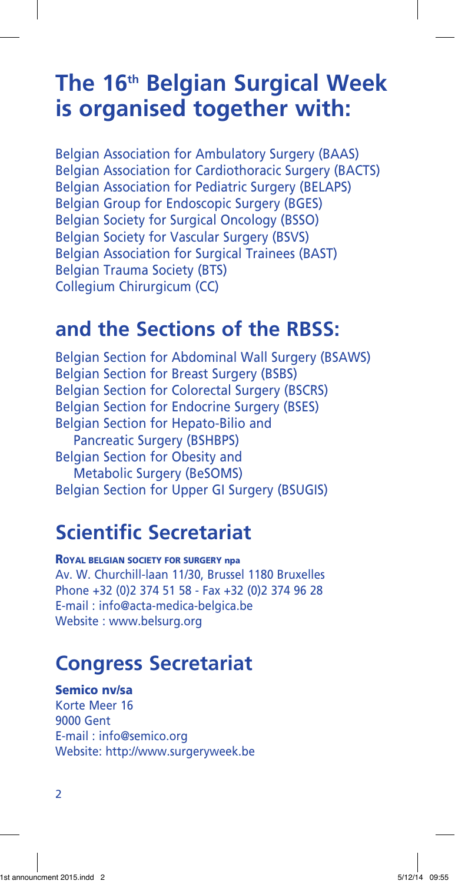# The 16th Belgian Surgical Week is organised together with:

Belgian Association for Ambulatory Surgery (BAAS)
Belgian Association for Cardiothoracic Surgery (BACTS)
Belgian Association for Pediatric Surgery (BELAPS)
Belgian Group for Endoscopic Surgery (BGES)
Belgian Society for Surgical Oncology (BSSO)
Belgian Society for Vascular Surgery (BSVS)
Belgian Association for Surgical Trainees (BAST)
Belgian Trauma Society (BTS)
Collegium Chirurgicum (CC)

# and the Sections of the RBSS:

Belgian Section for Abdominal Wall Surgery (BSAWS)
Belgian Section for Breast Surgery (BSBS)
Belgian Section for Colorectal Surgery (BSCRS)
Belgian Section for Endocrine Surgery (BSES)
Belgian Section for Hepato-Bilio and Pancreatic Surgery (BSHBPS)
Belgian Section for Obesity and Metabolic Surgery (BeSOMS)
Belgian Section for Upper GI Surgery (BSUGIS)

# Scientific Secretariat

**Royal Belgian Society for Surgery npa**
Av. W. Churchill-laan 11/30, Brussel 1180 Bruxelles
Phone +32 (0)2 374 51 58 - Fax +32 (0)2 374 96 28
E-mail : info@acta-medica-belgica.be
Website : www.belsurg.org

# Congress Secretariat

**Semico nv/sa**
Korte Meer 16
9000 Gent
E-mail : info@semico.org
Website: http://www.surgeryweek.be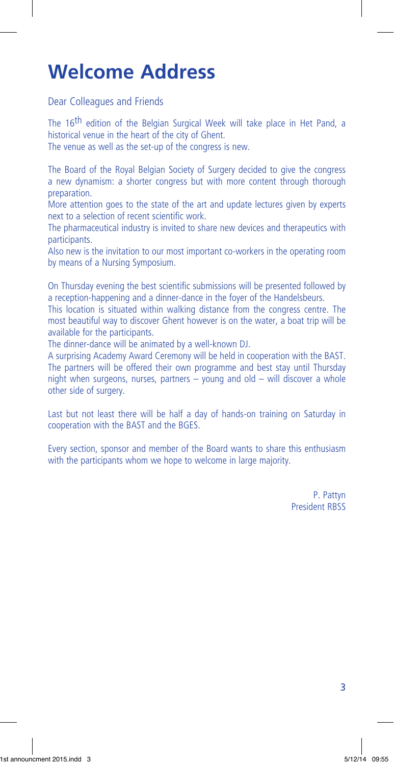# Welcome Address

Dear Colleagues and Friends

The 16$^{th}$ edition of the Belgian Surgical Week will take place in Het Pand, a historical venue in the heart of the city of Ghent.
The venue as well as the set-up of the congress is new.

The Board of the Royal Belgian Society of Surgery decided to give the congress a new dynamism: a shorter congress but with more content through thorough preparation.
More attention goes to the state of the art and update lectures given by experts next to a selection of recent scientific work.
The pharmaceutical industry is invited to share new devices and therapeutics with participants.
Also new is the invitation to our most important co-workers in the operating room by means of a Nursing Symposium.

On Thursday evening the best scientific submissions will be presented followed by a reception-happening and a dinner-dance in the foyer of the Handelsbeurs.
This location is situated within walking distance from the congress centre. The most beautiful way to discover Ghent however is on the water, a boat trip will be available for the participants.
The dinner-dance will be animated by a well-known DJ.
A surprising Academy Award Ceremony will be held in cooperation with the BAST.
The partners will be offered their own programme and best stay until Thursday night when surgeons, nurses, partners – young and old – will discover a whole other side of surgery.

Last but not least there will be half a day of hands-on training on Saturday in cooperation with the BAST and the BGES.

Every section, sponsor and member of the Board wants to share this enthusiasm with the participants whom we hope to welcome in large majority.

P. Pattyn
President RBSS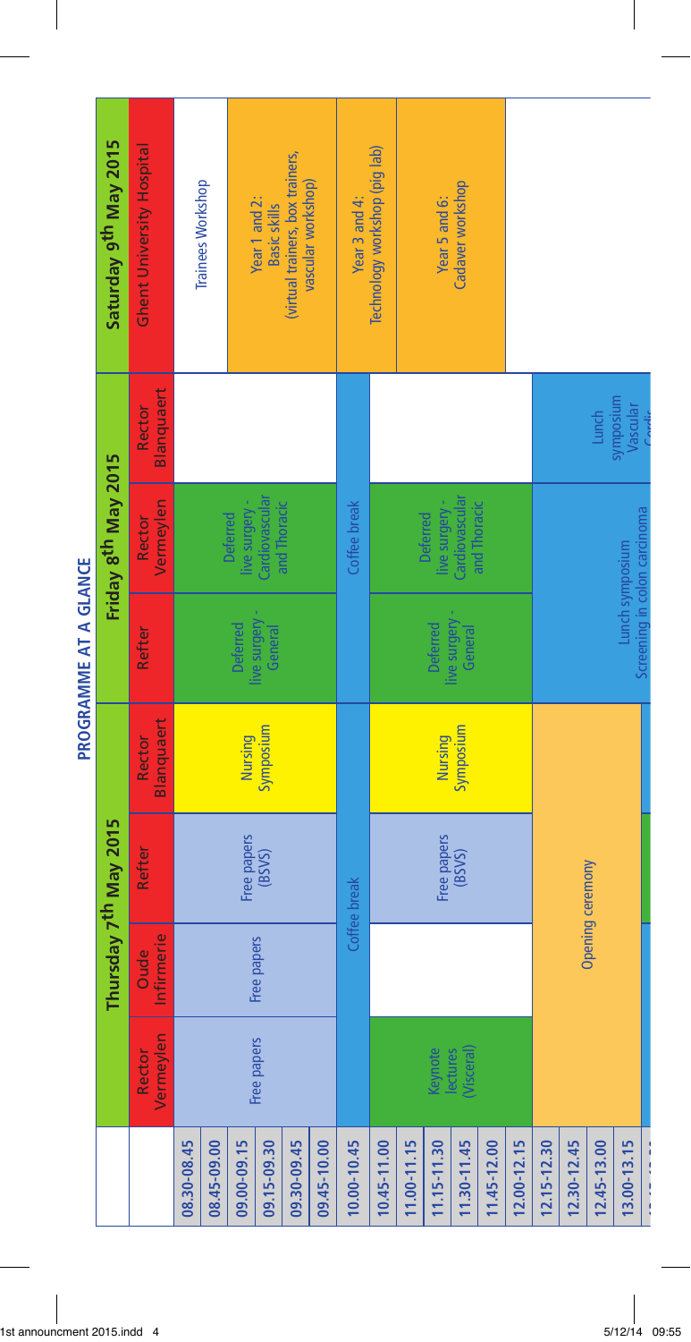# PROGRAMME AT A GLANCE

| | Thursday 7th May 2015 | | | | Friday 8th May 2015 | | | Saturday 9th May 2015 |
|---|---|---|---|---|---|---|---|---|
| | Rector Vermeylen | Oude Infirmerie | Refter | Rector Blanquaert | Refter | Rector Vermeylen | Rector Blanquaert | Ghent University Hospital |
| 08.30-08.45 | Free papers | Free papers | Free papers (BSVS) | Nursing Symposium | Deferred live surgery - General | Deferred live surgery - Cardiovascular and Thoracic | | Trainees Workshop |
| 08.45-09.00 | | | | | | | | |
| 09.00-09.15 | | | | | | | | Year 1 and 2: Basic skills (virtual trainers, box trainers, vascular workshop) |
| 09.15-09.30 | | | | | | | | |
| 09.30-09.45 | | | | | | | | |
| 09.45-10.00 | | | | | | | | |
| 10.00-10.45 | Coffee break | | | | Coffee break | | | Year 3 and 4: Technology workshop (pig lab) |
| 10.45-11.00 | Keynote lectures (Visceral) | | Free papers (BSVS) | Nursing Symposium | Deferred live surgery - General | Deferred live surgery - Cardiovascular and Thoracic | | |
| 11.00-11.15 | | | | | | | | Year 5 and 6: Cadaver workshop |
| 11.15-11.30 | | | | | | | | |
| 11.30-11.45 | | | | | | | | |
| 11.45-12.00 | | | | | | | | |
| 12.00-12.15 | Opening ceremony | | | | | | | |
| 12.15-12.30 | | | | | Lunch symposium Screening in colon carcinoma | | Lunch symposium Vascular Cardio... | |
| 12.30-12.45 | | | | | | | | |
| 12.45-13.00 | | | | | | | | |
| 13.00-13.15 | | | | | | | | |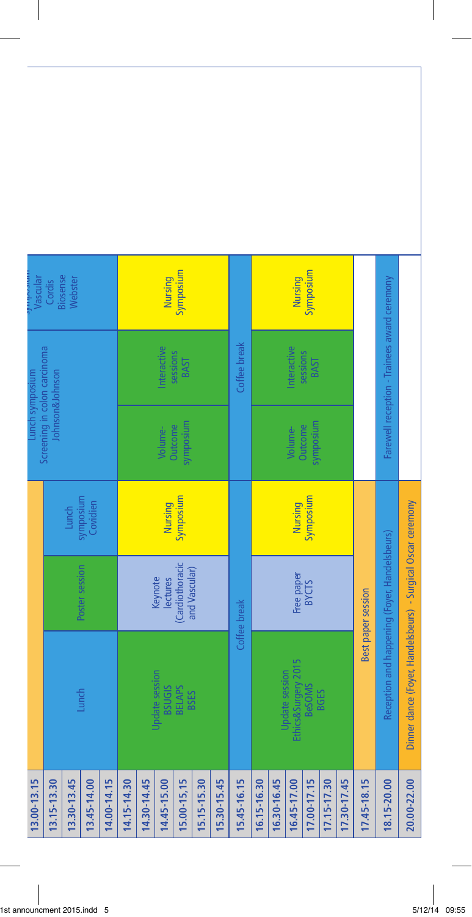| Time | | | | | | |
|---|---|---|---|---|---|---|
| 13.00-13.15 | | | | Lunch symposium Screening in colon carcinoma Johnson&Johnson | | Symposium Vascular Cordis Biosense Webster |
| 13.15-13.30 | Lunch | Poster session | Lunch symposium Covidien | | | |
| 13.30-13.45 | | | | | | |
| 13.45-14.00 | | | | | | |
| 14.00-14.15 | | | | | | |
| 14.15-14.30 | Update session BSUGIS BELAPS BSES | Keynote lectures (Cardiothoracic and Vascular) | Nursing Symposium | Volume-Outcome symposium | Interactive sessions BAST | Nursing Symposium |
| 14.30-14.45 | | | | | | |
| 14.45-15.00 | | | | | | |
| 15.00-15,15 | | | | | | |
| 15.15-15.30 | | | | | | |
| 15.30-15.45 | | | | | | |
| 15.45-16.15 | Coffee break | | | Coffee break | | |
| 16.15-16.30 | Update session Ethics&Surgery 2015 BeSOMS BGES | Free paper BYCTS | Nursing Symposium | Volume-Outcome symposium | Interactive sessions BAST | Nursing Symposium |
| 16.30-16.45 | | | | | | |
| 16.45-17.00 | | | | | | |
| 17.00-17.15 | | | | | | |
| 17.15-17.30 | | | | | | |
| 17.30-17.45 | | | | | | |
| 17.45-18.15 | Best paper session | | | | | |
| 18.15-20.00 | Reception and happening (Foyer, Handelsbeurs) | | | Farewell reception - Trainees award ceremony | | |
| 20.00-22.00 | Dinner dance (Foyer, Handelsbeurs) - Surgical Oscar ceremony | | | | | |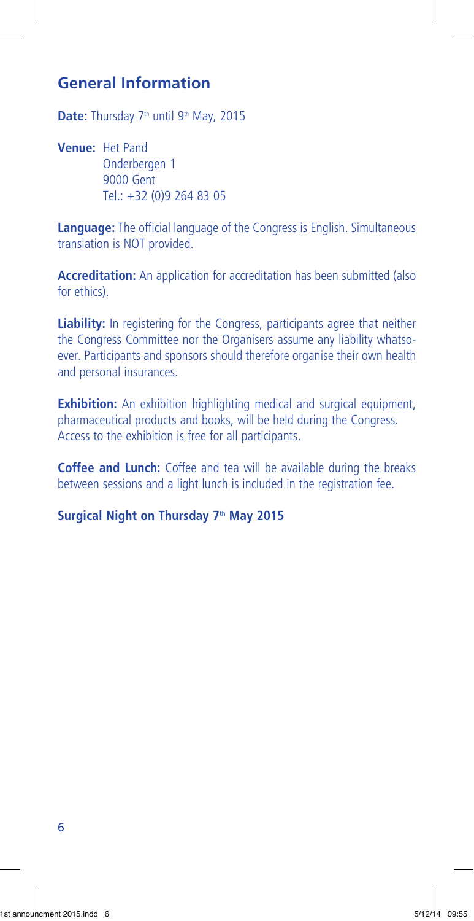## General Information

**Date:** Thursday 7th until 9th May, 2015

**Venue:** Het Pand
Onderbergen 1
9000 Gent
Tel.: +32 (0)9 264 83 05

**Language:** The official language of the Congress is English. Simultaneous translation is NOT provided.

**Accreditation:** An application for accreditation has been submitted (also for ethics).

**Liability:** In registering for the Congress, participants agree that neither the Congress Committee nor the Organisers assume any liability whatsoever. Participants and sponsors should therefore organise their own health and personal insurances.

**Exhibition:** An exhibition highlighting medical and surgical equipment, pharmaceutical products and books, will be held during the Congress. Access to the exhibition is free for all participants.

**Coffee and Lunch:** Coffee and tea will be available during the breaks between sessions and a light lunch is included in the registration fee.

**Surgical Night on Thursday 7th May 2015**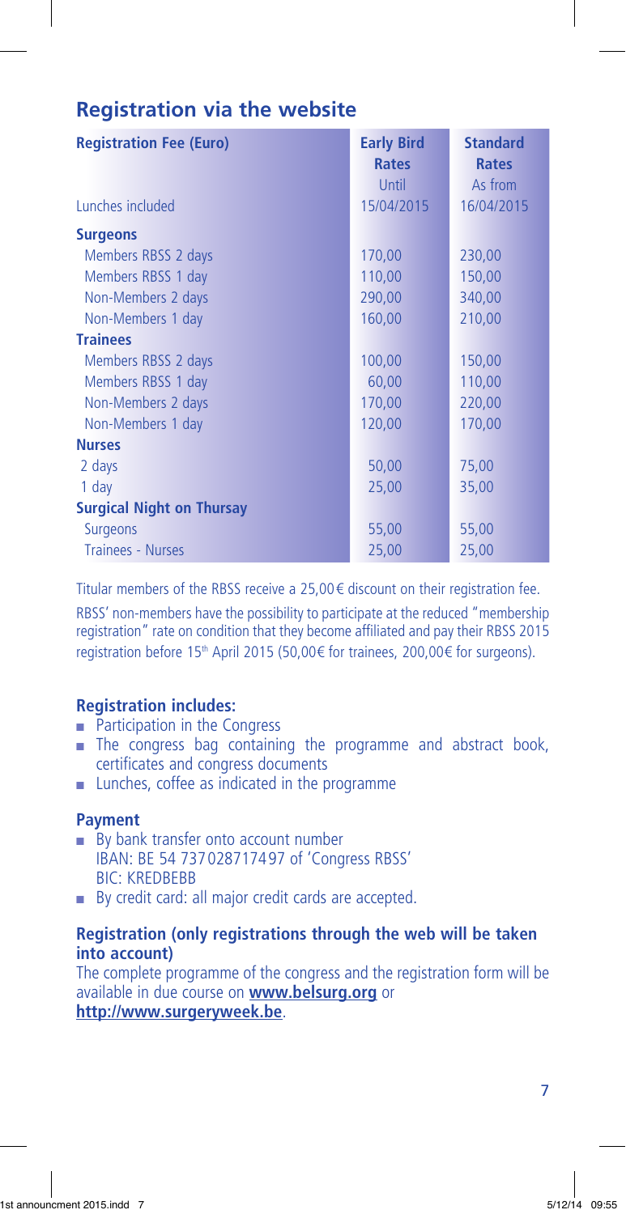## Registration via the website

| Registration Fee (Euro) | Early Bird Rates | Standard Rates |
|---|---|---|
| | Until | As from |
| Lunches included | 15/04/2015 | 16/04/2015 |
| **Surgeons** | | |
| Members RBSS 2 days | 170,00 | 230,00 |
| Members RBSS 1 day | 110,00 | 150,00 |
| Non-Members 2 days | 290,00 | 340,00 |
| Non-Members 1 day | 160,00 | 210,00 |
| **Trainees** | | |
| Members RBSS 2 days | 100,00 | 150,00 |
| Members RBSS 1 day | 60,00 | 110,00 |
| Non-Members 2 days | 170,00 | 220,00 |
| Non-Members 1 day | 120,00 | 170,00 |
| **Nurses** | | |
| 2 days | 50,00 | 75,00 |
| 1 day | 25,00 | 35,00 |
| **Surgical Night on Thursay** | | |
| Surgeons | 55,00 | 55,00 |
| Trainees - Nurses | 25,00 | 25,00 |

Titular members of the RBSS receive a 25,00€ discount on their registration fee.

RBSS' non-members have the possibility to participate at the reduced "membership registration" rate on condition that they become affiliated and pay their RBSS 2015 registration before 15th April 2015 (50,00€ for trainees, 200,00€ for surgeons).

### Registration includes:

- Participation in the Congress
- The congress bag containing the programme and abstract book, certificates and congress documents
- Lunches, coffee as indicated in the programme

### Payment

- By bank transfer onto account number
  IBAN: BE 54 737028717497 of 'Congress RBSS'
  BIC: KREDBEBB
- By credit card: all major credit cards are accepted.

### Registration (only registrations through the web will be taken into account)

The complete programme of the congress and the registration form will be available in due course on **www.belsurg.org** or **http://www.surgeryweek.be**.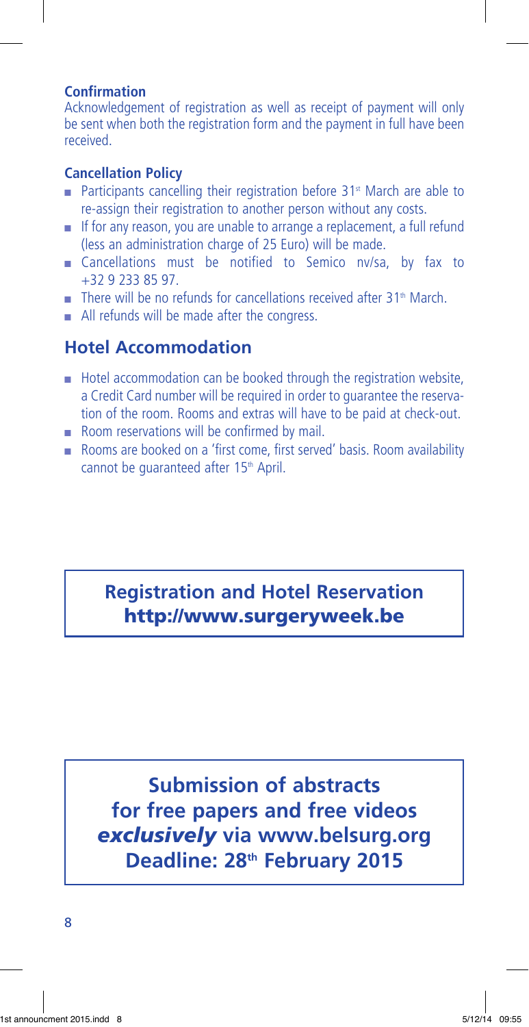**Confirmation**

Acknowledgement of registration as well as receipt of payment will only be sent when both the registration form and the payment in full have been received.

**Cancellation Policy**

- Participants cancelling their registration before 31st March are able to re-assign their registration to another person without any costs.
- If for any reason, you are unable to arrange a replacement, a full refund (less an administration charge of 25 Euro) will be made.
- Cancellations must be notified to Semico nv/sa, by fax to +32 9 233 85 97.
- There will be no refunds for cancellations received after 31th March.
- All refunds will be made after the congress.

## Hotel Accommodation

- Hotel accommodation can be booked through the registration website, a Credit Card number will be required in order to guarantee the reservation of the room. Rooms and extras will have to be paid at check-out.
- Room reservations will be confirmed by mail.
- Rooms are booked on a 'first come, first served' basis. Room availability cannot be guaranteed after 15th April.

**Registration and Hotel Reservation**
**http://www.surgeryweek.be**

**Submission of abstracts**
**for free papers and free videos**
***exclusively* via www.belsurg.org**
**Deadline: 28th February 2015**